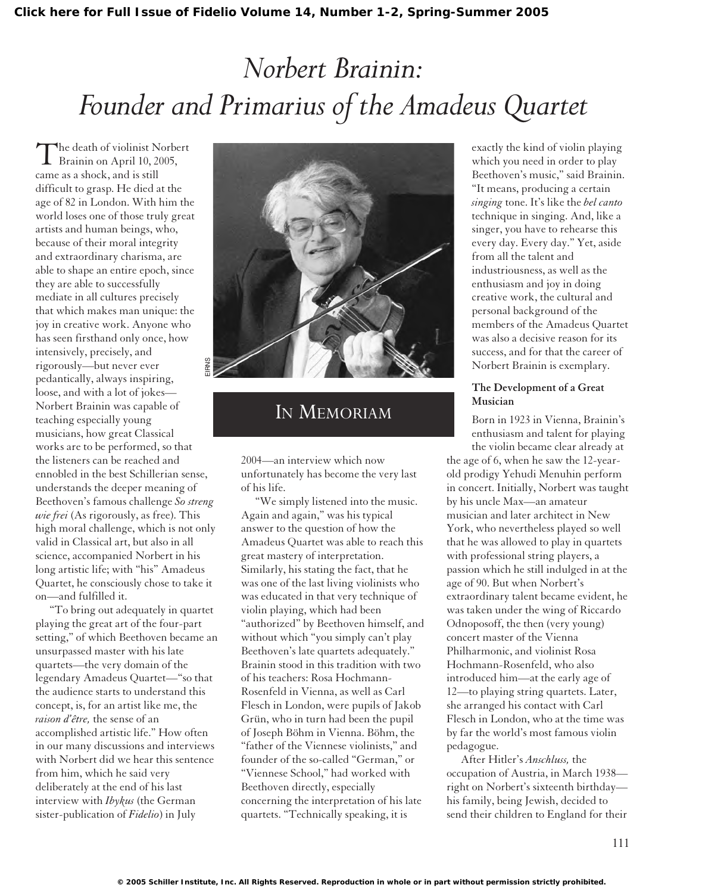# Norbert Brainin: Founder and Primarius of the Amadeus Quartet

## IN MEMORIAM

The death of violinist Norbert Brainin on April 10, 2005, came as a shock, and is still difficult to grasp. He died at the age of 82 in London. With him the world loses one of those truly great artists and human beings, who, because of their moral integrity and extraordinary charisma, are able to shape an entire epoch, since they are able to successfully mediate in all cultures precisely that which makes man unique: the joy in creative work. Anyone who has seen firsthand only once, how intensively, precisely, and rigorously—but never ever pedantically, always inspiring, loose, and with a lot of jokes—Norbert Brainin was capable of teaching especially young musicians, how great Classical works are to be performed, so that the listeners can be reached and ennobled in the best Schillerian sense, understands the deeper meaning of Beethoven's famous challenge *So streng wie frei* (As rigorously, as free). This high moral challenge, which is not only valid in Classical art, but also in all science, accompanied Norbert in his long artistic life; with "his" Amadeus Quartet, he consciously chose to take it on—and fulfilled it.

"To bring out adequately in quartet playing the great art of the four-part setting," of which Beethoven became an unsurpassed master with his late quartets—the very domain of the legendary Amadeus Quartet—"so that the audience starts to understand this concept, is, for an artist like me, the *raison d'être,* the sense of an accomplished artistic life." How often in our many discussions and interviews with Norbert did we hear this sentence from him, which he said very deliberately at the end of his last interview with *Ibykus* (the German sister-publication of *Fidelio*) in July 2004—an interview which now unfortunately has become the very last of his life.

"We simply listened into the music. Again and again," was his typical answer to the question of how the Amadeus Quartet was able to reach this great mastery of interpretation. Similarly, his stating the fact, that he was one of the last living violinists who was educated in that very technique of violin playing, which had been "authorized" by Beethoven himself, and without which "you simply can't play Beethoven's late quartets adequately." Brainin stood in this tradition with two of his teachers: Rosa Hochmann-Rosenfeld in Vienna, as well as Carl Flesch in London, were pupils of Jakob Grün, who in turn had been the pupil of Joseph Böhm in Vienna. Böhm, the "father of the Viennese violinists," and founder of the so-called "German," or "Viennese School," had worked with Beethoven directly, especially concerning the interpretation of his late quartets. "Technically speaking, it is exactly the kind of violin playing which you need in order to play Beethoven's music," said Brainin. "It means, producing a certain *singing* tone. It's like the *bel canto* technique in singing. And, like a singer, you have to rehearse this every day. Every day." Yet, aside from all the talent and industriousness, as well as the enthusiasm and joy in doing creative work, the cultural and personal background of the members of the Amadeus Quartet was also a decisive reason for its success, and for that the career of Norbert Brainin is exemplary.

### The Development of a Great Musician

Born in 1923 in Vienna, Brainin's enthusiasm and talent for playing the violin became clear already at the age of 6, when he saw the 12-year-old prodigy Yehudi Menuhin perform in concert. Initially, Norbert was taught by his uncle Max—an amateur musician and later architect in New York, who nevertheless played so well that he was allowed to play in quartets with professional string players, a passion which he still indulged in at the age of 90. But when Norbert's extraordinary talent became evident, he was taken under the wing of Riccardo Odnoposoff, the then (very young) concert master of the Vienna Philharmonic, and violinist Rosa Hochmann-Rosenfeld, who also introduced him—at the early age of 12—to playing string quartets. Later, she arranged his contact with Carl Flesch in London, who at the time was by far the world's most famous violin pedagogue.

After Hitler's *Anschluss,* the occupation of Austria, in March 1938—right on Norbert's sixteenth birthday—his family, being Jewish, decided to send their children to England for their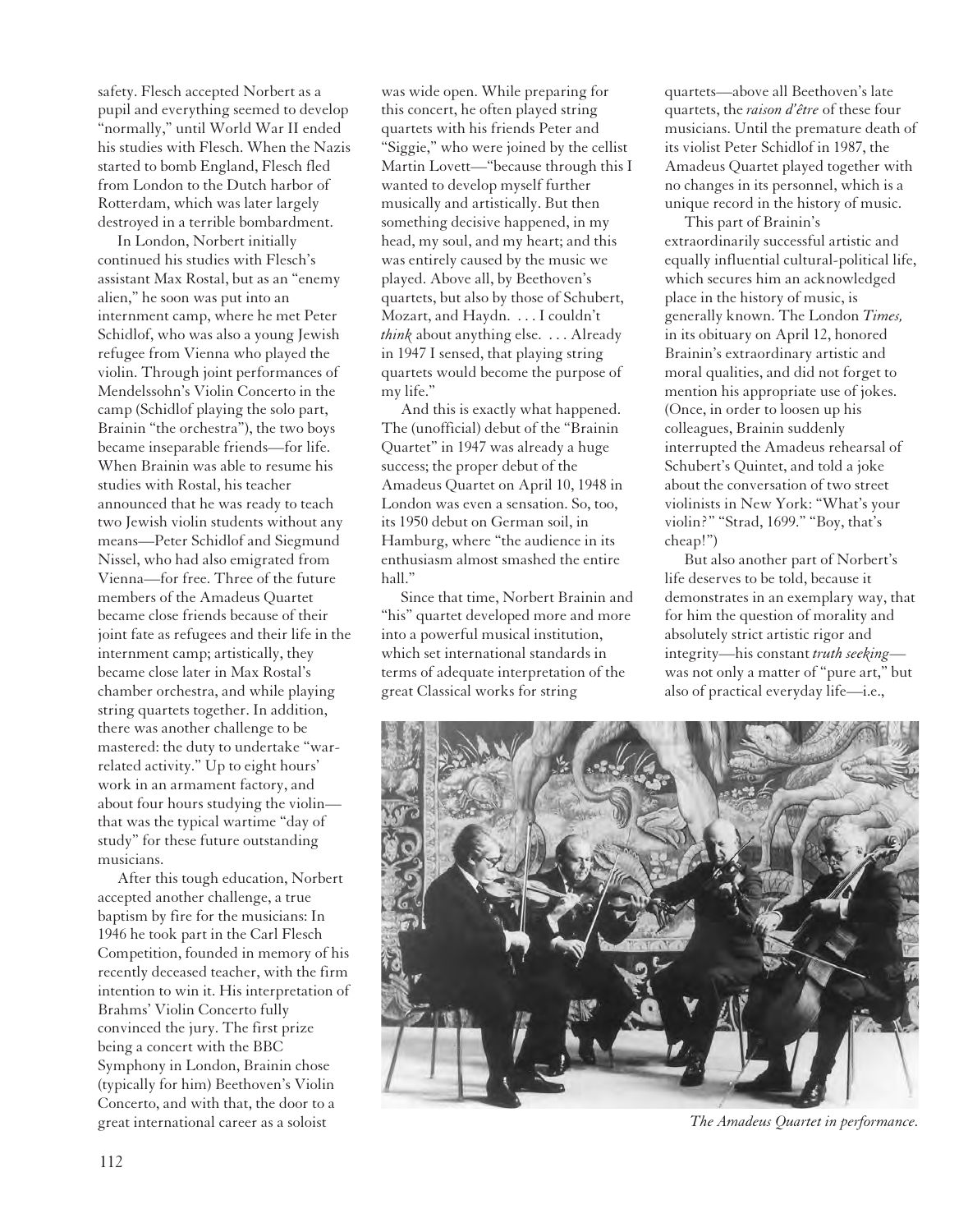safety. Flesch accepted Norbert as a pupil and everything seemed to develop "normally," until World War II ended his studies with Flesch. When the Nazis started to bomb England, Flesch fled from London to the Dutch harbor of Rotterdam, which was later largely destroyed in a terrible bombardment.

In London, Norbert initially continued his studies with Flesch's assistant Max Rostal, but as an "enemy alien," he soon was put into an internment camp, where he met Peter Schidlof, who was also a young Jewish refugee from Vienna who played the violin. Through joint performances of Mendelssohn's Violin Concerto in the camp (Schidlof playing the solo part, Brainin "the orchestra"), the two boys became inseparable friends—for life. When Brainin was able to resume his studies with Rostal, his teacher announced that he was ready to teach two Jewish violin students without any means—Peter Schidlof and Siegmund Nissel, who had also emigrated from Vienna—for free. Three of the future members of the Amadeus Quartet became close friends because of their joint fate as refugees and their life in the internment camp; artistically, they became close later in Max Rostal's chamber orchestra, and while playing string quartets together. In addition, there was another challenge to be mastered: the duty to undertake "war-related activity." Up to eight hours' work in an armament factory, and about four hours studying the violin—that was the typical wartime "day of study" for these future outstanding musicians.

After this tough education, Norbert accepted another challenge, a true baptism by fire for the musicians: In 1946 he took part in the Carl Flesch Competition, founded in memory of his recently deceased teacher, with the firm intention to win it. His interpretation of Brahms' Violin Concerto fully convinced the jury. The first prize being a concert with the BBC Symphony in London, Brainin chose (typically for him) Beethoven's Violin Concerto, and with that, the door to a great international career as a soloist was wide open. While preparing for this concert, he often played string quartets with his friends Peter and "Siggie," who were joined by the cellist Martin Lovett—"because through this I wanted to develop myself further musically and artistically. But then something decisive happened, in my head, my soul, and my heart; and this was entirely caused by the music we played. Above all, by Beethoven's quartets, but also by those of Schubert, Mozart, and Haydn. . . . I couldn't *think* about anything else. . . . Already in 1947 I sensed, that playing string quartets would become the purpose of my life."

And this is exactly what happened. The (unofficial) debut of the "Brainin Quartet" in 1947 was already a huge success; the proper debut of the Amadeus Quartet on April 10, 1948 in London was even a sensation. So, too, its 1950 debut on German soil, in Hamburg, where "the audience in its enthusiasm almost smashed the entire hall."

Since that time, Norbert Brainin and "his" quartet developed more and more into a powerful musical institution, which set international standards in terms of adequate interpretation of the great Classical works for string quartets—above all Beethoven's late quartets, the *raison d'être* of these four musicians. Until the premature death of its violist Peter Schidlof in 1987, the Amadeus Quartet played together with no changes in its personnel, which is a unique record in the history of music.

This part of Brainin's extraordinarily successful artistic and equally influential cultural-political life, which secures him an acknowledged place in the history of music, is generally known. The London *Times,* in its obituary on April 12, honored Brainin's extraordinary artistic and moral qualities, and did not forget to mention his appropriate use of jokes. (Once, in order to loosen up his colleagues, Brainin suddenly interrupted the Amadeus rehearsal of Schubert's Quintet, and told a joke about the conversation of two street violinists in New York: "What's your violin?" "Strad, 1699." "Boy, that's cheap!")

But also another part of Norbert's life deserves to be told, because it demonstrates in an exemplary way, that for him the question of morality and absolutely strict artistic rigor and integrity—his constant *truth seeking*—was not only a matter of "pure art," but also of practical everyday life—i.e.,

*The Amadeus Quartet in performance.*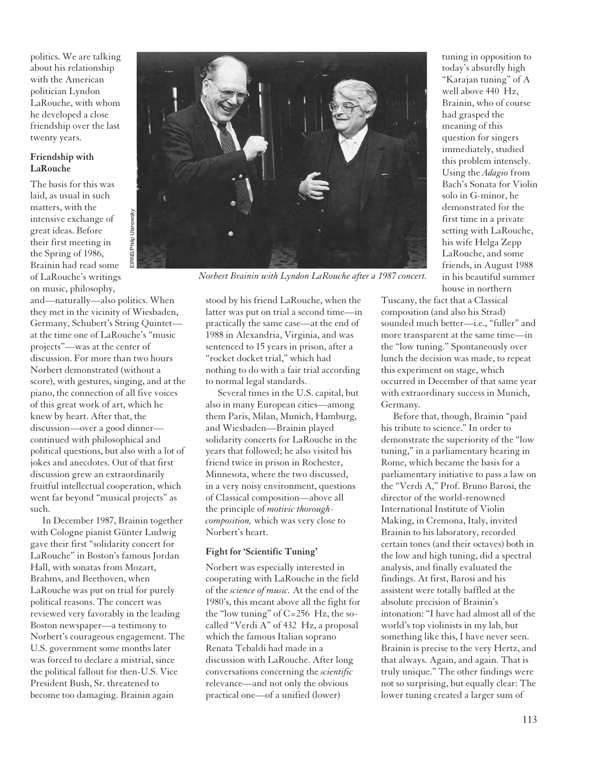politics. We are talking about his relationship with the American politician Lyndon LaRouche, with whom he developed a close friendship over the last twenty years.

**Friendship with LaRouche**

The basis for this was laid, as usual in such matters, with the intensive exchange of great ideas. Before their first meeting in the Spring of 1986, Brainin had read some of LaRouche's writings on music, philosophy, and—naturally—also politics. When they met in the vicinity of Wiesbaden, Germany, Schubert's String Quintet—at the time one of LaRouche's "music projects"—was at the center of discussion. For more than two hours Norbert demonstrated (without a score), with gestures, singing, and at the piano, the connection of all five voices of this great work of art, which he knew by heart. After that, the discussion—over a good dinner—continued with philosophical and political questions, but also with a lot of jokes and anecdotes. Out of that first discussion grew an extraordinarily fruitful intellectual cooperation, which went far beyond "musical projects" as such.

In December 1987, Brainin together with Cologne pianist Günter Ludwig gave their first "solidarity concert for LaRouche" in Boston's famous Jordan Hall, with sonatas from Mozart, Brahms, and Beethoven, when LaRouche was put on trial for purely political reasons. The concert was reviewed very favorably in the leading Boston newspaper—a testimony to Norbert's courageous engagement. The U.S. government some months later was forced to declare a mistrial, since the political fallout for then-U.S. Vice President Bush, Sr. threatened to become too damaging. Brainin again stood by his friend LaRouche, when the latter was put on trial a second time—in practically the same case—at the end of 1988 in Alexandria, Virginia, and was sentenced to 15 years in prison, after a "rocket docket trial," which had nothing to do with a fair trial according to normal legal standards.

EIRNS/Philip Ulanowsky

*Norbert Brainin with Lyndon LaRouche after a 1987 concert.*

Several times in the U.S. capital, but also in many European cities—among them Paris, Milan, Munich, Hamburg, and Wiesbaden—Brainin played solidarity concerts for LaRouche in the years that followed; he also visited his friend twice in prison in Rochester, Minnesota, where the two discussed, in a very noisy environment, questions of Classical composition—above all the principle of *motivic thorough-composition,* which was very close to Norbert's heart.

**Fight for 'Scientific Tuning'**

Norbert was especially interested in cooperating with LaRouche in the field of the *science of music.* At the end of the 1980's, this meant above all the fight for the "low tuning" of C=256 Hz, the so-called "Verdi A" of 432 Hz, a proposal which the famous Italian soprano Renata Tebaldi had made in a discussion with LaRouche. After long conversations concerning the *scientific* relevance—and not only the obvious practical one—of a unified (lower) tuning in opposition to today's absurdly high "Karajan tuning" of A well above 440 Hz, Brainin, who of course had grasped the meaning of this question for singers immediately, studied this problem intensely. Using the *Adagio* from Bach's Sonata for Violin solo in G-minor, he demonstrated for the first time in a private setting with LaRouche, his wife Helga Zepp LaRouche, and some friends, in August 1988 in his beautiful summer house in northern Tuscany, the fact that a Classical composition (and also his Strad) sounded much better—i.e., "fuller" and more transparent at the same time—in the "low tuning." Spontaneously over lunch the decision was made, to repeat this experiment on stage, which occurred in December of that same year with extraordinary success in Munich, Germany.

Before that, though, Brainin "paid his tribute to science." In order to demonstrate the superiority of the "low tuning," in a parliamentary hearing in Rome, which became the basis for a parliamentary initiative to pass a law on the "Verdi A," Prof. Bruno Barosi, the director of the world-renowned International Institute of Violin Making, in Cremona, Italy, invited Brainin to his laboratory, recorded certain tones (and their octaves) both in the low and high tuning, did a spectral analysis, and finally evaluated the findings. At first, Barosi and his assistent were totally baffled at the absolute precision of Brainin's intonation: "I have had almost all of the world's top violinists in my lab, but something like this, I have never seen. Brainin is precise to the very Hertz, and that always. Again, and again. That is truly unique." The other findings were not so surprising, but equally clear: The lower tuning created a larger sum of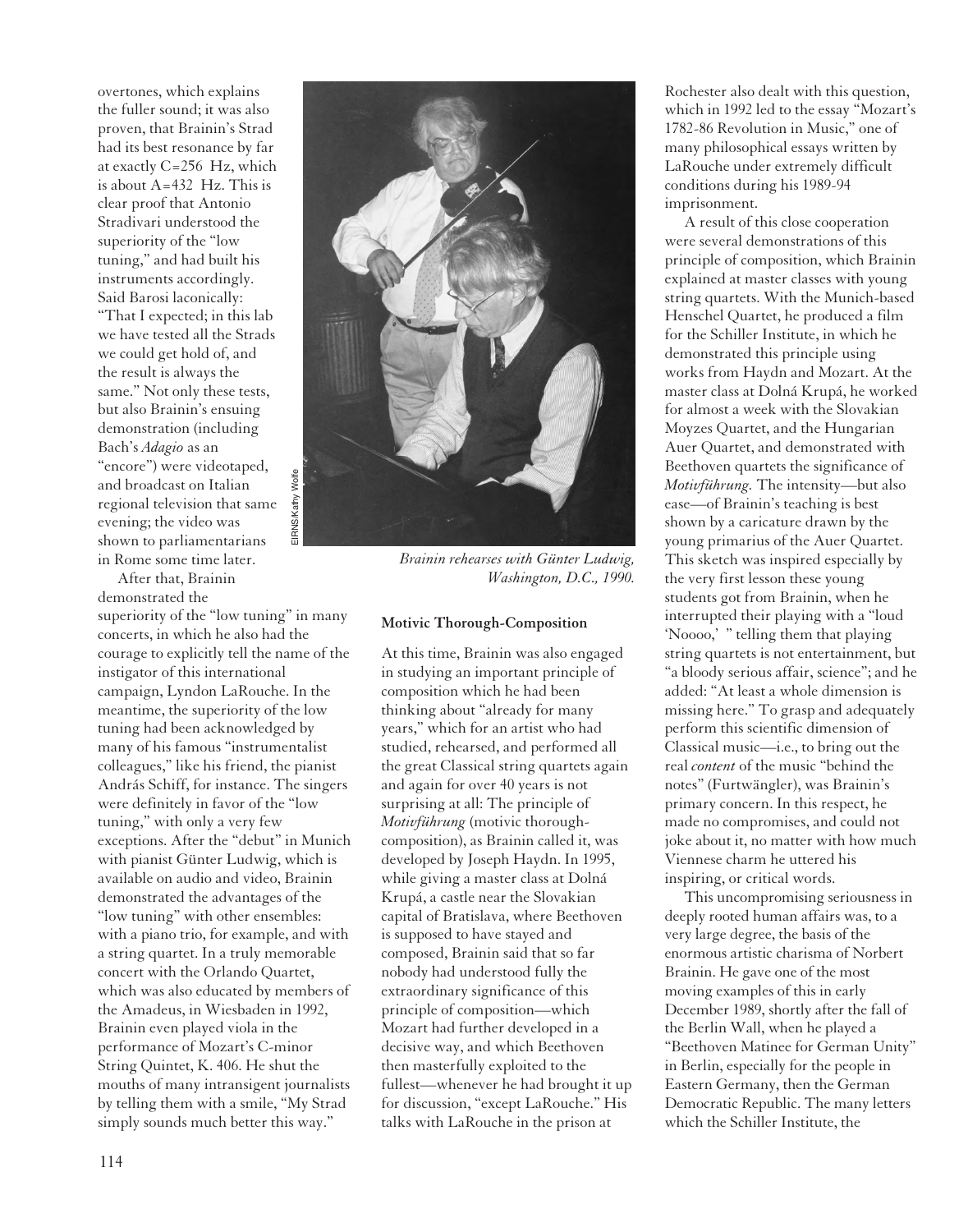overtones, which explains the fuller sound; it was also proven, that Brainin's Strad had its best resonance by far at exactly C=256 Hz, which is about A=432 Hz. This is clear proof that Antonio Stradivari understood the superiority of the "low tuning," and had built his instruments accordingly. Said Barosi laconically: "That I expected; in this lab we have tested all the Strads we could get hold of, and the result is always the same." Not only these tests, but also Brainin's ensuing demonstration (including Bach's *Adagio* as an "encore") were videotaped, and broadcast on Italian regional television that same evening; the video was shown to parliamentarians in Rome some time later.

After that, Brainin demonstrated the superiority of the "low tuning" in many concerts, in which he also had the courage to explicitly tell the name of the instigator of this international campaign, Lyndon LaRouche. In the meantime, the superiority of the low tuning had been acknowledged by many of his famous "instrumentalist colleagues," like his friend, the pianist András Schiff, for instance. The singers were definitely in favor of the "low tuning," with only a very few exceptions. After the "debut" in Munich with pianist Günter Ludwig, which is available on audio and video, Brainin demonstrated the advantages of the "low tuning" with other ensembles: with a piano trio, for example, and with a string quartet. In a truly memorable concert with the Orlando Quartet, which was also educated by members of the Amadeus, in Wiesbaden in 1992, Brainin even played viola in the performance of Mozart's C-minor String Quintet, K. 406. He shut the mouths of many intransigent journalists by telling them with a smile, "My Strad simply sounds much better this way."

EIRNS/Kathy Wolfe

*Brainin rehearses with Günter Ludwig, Washington, D.C., 1990.*

#### Motivic Thorough-Composition

At this time, Brainin was also engaged in studying an important principle of composition which he had been thinking about "already for many years," which for an artist who had studied, rehearsed, and performed all the great Classical string quartets again and again for over 40 years is not surprising at all: The principle of *Motivführung* (motivic thorough-composition), as Brainin called it, was developed by Joseph Haydn. In 1995, while giving a master class at Dolná Krupá, a castle near the Slovakian capital of Bratislava, where Beethoven is supposed to have stayed and composed, Brainin said that so far nobody had understood fully the extraordinary significance of this principle of composition—which Mozart had further developed in a decisive way, and which Beethoven then masterfully exploited to the fullest—whenever he had brought it up for discussion, "except LaRouche." His talks with LaRouche in the prison at Rochester also dealt with this question, which in 1992 led to the essay "Mozart's 1782-86 Revolution in Music," one of many philosophical essays written by LaRouche under extremely difficult conditions during his 1989-94 imprisonment.

A result of this close cooperation were several demonstrations of this principle of composition, which Brainin explained at master classes with young string quartets. With the Munich-based Henschel Quartet, he produced a film for the Schiller Institute, in which he demonstrated this principle using works from Haydn and Mozart. At the master class at Dolná Krupá, he worked for almost a week with the Slovakian Moyzes Quartet, and the Hungarian Auer Quartet, and demonstrated with Beethoven quartets the significance of *Motivführung.* The intensity—but also ease—of Brainin's teaching is best shown by a caricature drawn by the young primarius of the Auer Quartet. This sketch was inspired especially by the very first lesson these young students got from Brainin, when he interrupted their playing with a "loud 'Noooo,' " telling them that playing string quartets is not entertainment, but "a bloody serious affair, science"; and he added: "At least a whole dimension is missing here." To grasp and adequately perform this scientific dimension of Classical music—i.e., to bring out the real *content* of the music "behind the notes" (Furtwängler), was Brainin's primary concern. In this respect, he made no compromises, and could not joke about it, no matter with how much Viennese charm he uttered his inspiring, or critical words.

This uncompromising seriousness in deeply rooted human affairs was, to a very large degree, the basis of the enormous artistic charisma of Norbert Brainin. He gave one of the most moving examples of this in early December 1989, shortly after the fall of the Berlin Wall, when he played a "Beethoven Matinee for German Unity" in Berlin, especially for the people in Eastern Germany, then the German Democratic Republic. The many letters which the Schiller Institute, the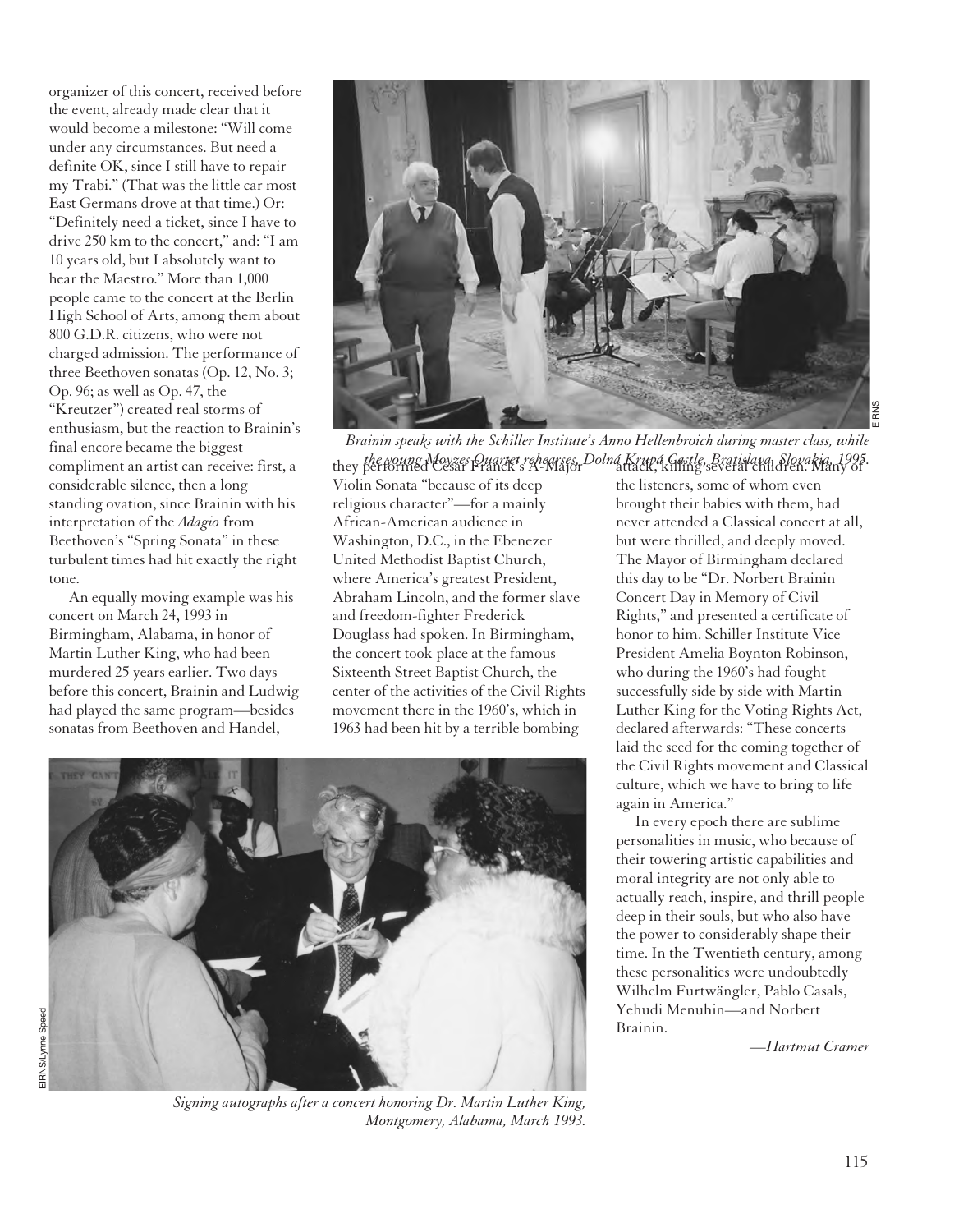organizer of this concert, received before the event, already made clear that it would become a milestone: "Will come under any circumstances. But need a definite OK, since I still have to repair my Trabi." (That was the little car most East Germans drove at that time.) Or: "Definitely need a ticket, since I have to drive 250 km to the concert," and: "I am 10 years old, but I absolutely want to hear the Maestro." More than 1,000 people came to the concert at the Berlin High School of Arts, among them about 800 G.D.R. citizens, who were not charged admission. The performance of three Beethoven sonatas (Op. 12, No. 3; Op. 96; as well as Op. 47, the "Kreutzer") created real storms of enthusiasm, but the reaction to Brainin's final encore became the biggest compliment an artist can receive: first, a considerable silence, then a long standing ovation, since Brainin with his interpretation of the *Adagio* from Beethoven's "Spring Sonata" in these turbulent times had hit exactly the right tone.

An equally moving example was his concert on March 24, 1993 in Birmingham, Alabama, in honor of Martin Luther King, who had been murdered 25 years earlier. Two days before this concert, Brainin and Ludwig had played the same program—besides sonatas from Beethoven and Handel, they performed César Franck's A-Major Violin Sonata "because of its deep religious character"—for a mainly African-American audience in Washington, D.C., in the Ebenezer United Methodist Baptist Church, where America's greatest President, Abraham Lincoln, and the former slave and freedom-fighter Frederick Douglass had spoken. In Birmingham, the concert took place at the famous Sixteenth Street Baptist Church, the center of the activities of the Civil Rights movement there in the 1960's, which in 1963 had been hit by a terrible bombing attack, killing several children. Many of the listeners, some of whom even brought their babies with them, had never attended a Classical concert at all, but were thrilled, and deeply moved. The Mayor of Birmingham declared this day to be "Dr. Norbert Brainin Concert Day in Memory of Civil Rights," and presented a certificate of honor to him. Schiller Institute Vice President Amelia Boynton Robinson, who during the 1960's had fought successfully side by side with Martin Luther King for the Voting Rights Act, declared afterwards: "These concerts laid the seed for the coming together of the Civil Rights movement and Classical culture, which we have to bring to life again in America."

In every epoch there are sublime personalities in music, who because of their towering artistic capabilities and moral integrity are not only able to actually reach, inspire, and thrill people deep in their souls, but who also have the power to considerably shape their time. In the Twentieth century, among these personalities were undoubtedly Wilhelm Furtwängler, Pablo Casals, Yehudi Menuhin—and Norbert Brainin.

*—Hartmut Cramer*

EIRNS

*Brainin speaks with the Schiller Institute's Anno Hellenbroich during master class, while the young Moyzes Quartet rehearses, Dolná Krupá Castle, Bratislava, Slovakia, 1995.*

EIRNS/Lynne Speed

*Signing autographs after a concert honoring Dr. Martin Luther King, Montgomery, Alabama, March 1993.*